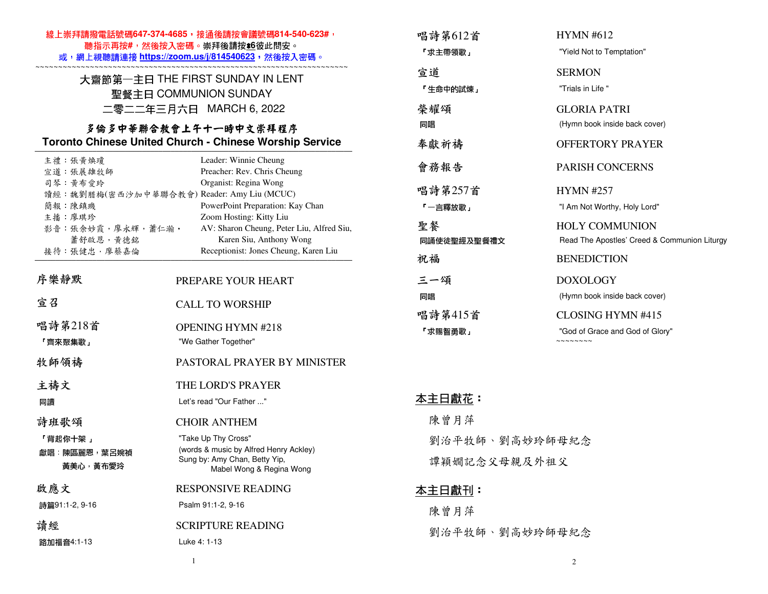線上崇拜請撥電話號碼647-374-4685，接通後請按會議號碼814-540-623#，
聽指示再按#，然後按入密碼。崇拜後請按*6彼此問安。
或，網上視聽請連接 https://zoom.us/j/814540623，然後按入密碼。

~~~~~~~~~~~~~~~~~~~~~~~~~~~~~~~~~~~~~~~~~~~~~~~~~~~~~~~~~~~~~~~~~~~~~~~~

# 大齋節第一主日 THE FIRST SUNDAY IN LENT
## 聖餐主日 COMMUNION SUNDAY
## 二零二二年三月六日 MARCH 6, 2022

## 多倫多中華聯合教會上午十一時中文崇拜程序
## Toronto Chinese United Church - Chinese Worship Service

| | |
|---|---|
| 主禮：張黃煥瓊 | Leader: Winnie Cheung |
| 宣道：張展雄牧師 | Preacher: Rev. Chris Cheung |
| 司琴：黃布愛玲 | Organist: Regina Wong |
| 讀經：魏劉腊梅(密西沙加中華聯合教會) | Reader: Amy Liu (MCUC) |
| 簡報：陳鎮璣 | PowerPoint Preparation: Kay Chan |
| 主播：廖琪珍 | Zoom Hosting: Kitty Liu |
| 影音：張余妙霞，廖永輝，蕭仁瀚，蕭舒啟恩，黃德銘 | AV: Sharon Cheung, Peter Liu, Alfred Siu, Karen Siu, Anthony Wong |
| 接待：張健忠，廖蔡嘉倫 | Receptionist: Jones Cheung, Karen Liu |

| | |
|---|---|
| 序樂靜默 | PREPARE YOUR HEART |
| 宣召 | CALL TO WORSHIP |
| 唱詩第218首 「齊來聚集歌」 | OPENING HYMN #218 "We Gather Together" |
| 牧師領禱 | PASTORAL PRAYER BY MINISTER |
| 主禱文 同讀 | THE LORD'S PRAYER Let's read "Our Father ..." |
| 詩班歌頌 「背起你十架 」 獻唱：陳區麗恩，葉呂婉禎 黃美心，黃布愛玲 | CHOIR ANTHEM "Take Up Thy Cross" (words & music by Alfred Henry Ackley) Sung by: Amy Chan, Betty Yip, Mabel Wong & Regina Wong |
| 啟應文 詩篇91:1-2, 9-16 | RESPONSIVE READING Psalm 91:1-2, 9-16 |
| 讀經 路加福音4:1-13 | SCRIPTURE READING Luke 4: 1-13 |
| 唱詩第612首 「求主帶領歌」 | HYMN #612 "Yield Not to Temptation" |
| 宣道 「生命中的試煉」 | SERMON "Trials in Life " |
| 榮耀頌 同唱 | GLORIA PATRI (Hymn book inside back cover) |
| 奉獻祈禱 | OFFERTORY PRAYER |
| 會務報告 | PARISH CONCERNS |
| 唱詩第257首 「一言釋放歌」 | HYMN #257 "I Am Not Worthy, Holy Lord" |
| 聖餐 同誦使徒聖經及聖餐禮文 | HOLY COMMUNION Read The Apostles' Creed & Communion Liturgy |
| 祝福 | BENEDICTION |
| 三一頌 同唱 | DOXOLOGY (Hymn book inside back cover) |
| 唱詩第415首 「求賜智勇歌」 | CLOSING HYMN #415 "God of Grace and God of Glory" |

~~~~~~~~

**本主日獻花：**

陳曾月萍

劉治平牧師、劉高妙玲師母紀念

譚穎嫻記念父母親及外祖父

**本主日獻刊：**

陳曾月萍

劉治平牧師、劉高妙玲師母紀念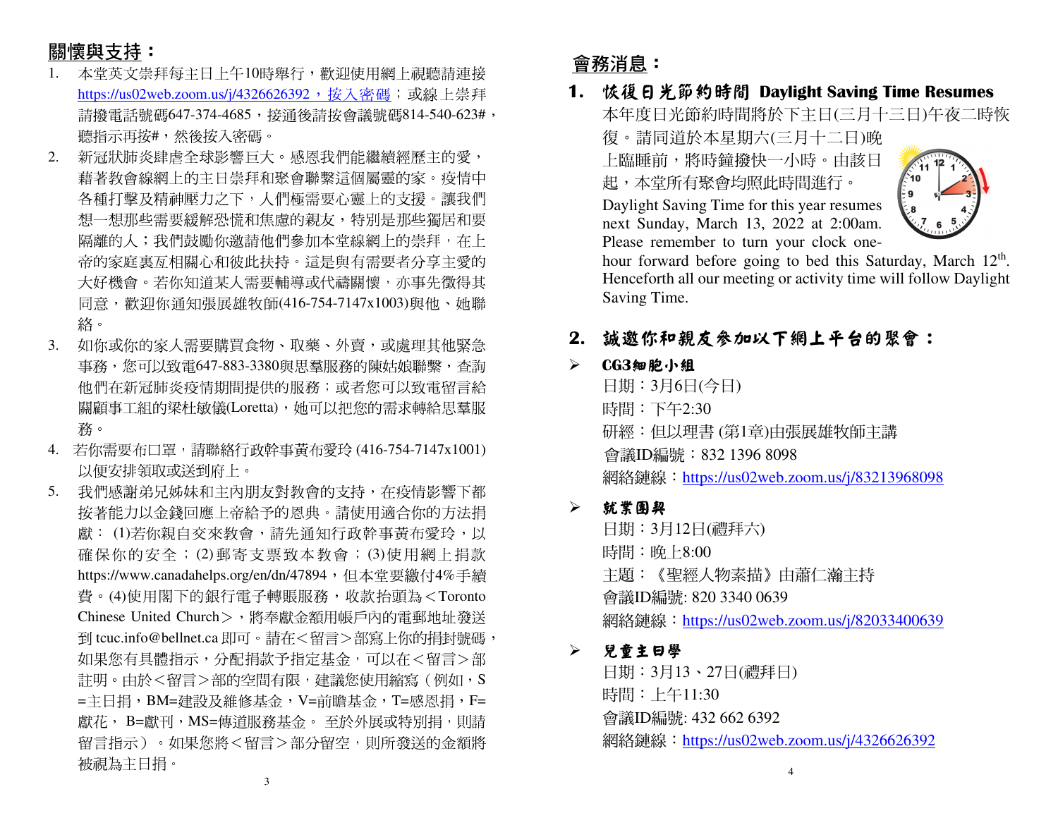## 關懷與支持：

1. 本堂英文崇拜每主日上午10時舉行，歡迎使用網上視聽請連接 https://us02web.zoom.us/j/4326626392，按入密碼；或線上崇拜請撥電話號碼647-374-4685，接通後請按會議號碼814-540-623#，聽指示再按#，然後按入密碼。
2. 新冠狀肺炎肆虐全球影響巨大。感恩我們能繼續經歷主的愛，藉著教會線網上的主日崇拜和聚會聯繫這個屬靈的家。疫情中各種打擊及精神壓力之下，人們極需要心靈上的支援。讓我們想一想那些需要緩解恐慌和焦慮的親友，特別是那些獨居和要隔離的人；我們鼓勵你邀請他們參加本堂線網上的崇拜，在上帝的家庭裏互相關心和彼此扶持。這是與有需要者分享主愛的大好機會。若你知道某人需要輔導或代禱關懷，亦事先徵得其同意，歡迎你通知張展雄牧師(416-754-7147x1003)與他、她聯絡。
3. 如你或你的家人需要購買食物、取藥、外賣，或處理其他緊急事務，您可以致電647-883-3380與思摹服務的陳姑娘聯繫，查詢他們在新冠肺炎疫情期間提供的服務；或者您可以致電留言給關顧事工組的梁杜敏儀(Loretta)，她可以把您的需求轉給思摹服務。
4. 若你需要布口罩，請聯絡行政幹事黃布愛玲 (416-754-7147x1001)以便安排領取或送到府上。
5. 我們感謝弟兄姊妹和主內朋友對教會的支持，在疫情影響下都按著能力以金錢回應上帝給予的恩典。請使用適合你的方法捐獻： (1)若你親自交來教會，請先通知行政幹事黃布愛玲，以確保你的安全；(2)郵寄支票致本教會；(3)使用網上捐款 https://www.canadahelps.org/en/dn/47894，但本堂要繳付4%手續費。(4)使用閣下的銀行電子轉賬服務，收款抬頭為＜Toronto Chinese United Church＞，將奉獻金額用帳戶內的電郵地址發送到 tcuc.info@bellnet.ca 即可。請在＜留言＞部寫上你的捐封號碼，如果您有具體指示，分配捐款予指定基金，可以在＜留言＞部註明。由於＜留言＞部的空間有限，建議您使用縮寫（例如，S =主日捐，BM=建設及維修基金，V=前瞻基金，T=感恩捐，F=獻花， B=獻刊，MS=傳道服務基金。 至於外展或特別捐，則請留言指示）。如果您將＜留言＞部分留空，則所發送的金額將被視為主日捐。

## 會務消息：

### 1. 恢復日光節約時間 Daylight Saving Time Resumes

本年度日光節約時間將於下主日(三月十三日)午夜二時恢復。請同道於本星期六(三月十二日)晚上臨睡前，將時鐘撥快一小時。由該日起，本堂所有聚會均照此時間進行。

Daylight Saving Time for this year resumes next Sunday, March 13, 2022 at 2:00am. Please remember to turn your clock one-hour forward before going to bed this Saturday, March 12th. Henceforth all our meeting or activity time will follow Daylight Saving Time.

### 2. 誠邀你和親友參加以下網上平台的聚會：

- **CG3細胞小組**

  日期：3月6日(今日)
  時間：下午2:30
  研經：但以理書 (第1章)由張展雄牧師主講
  會議ID編號：832 1396 8098
  網絡鏈線：https://us02web.zoom.us/j/83213968098

- **就業團契**

  日期：3月12日(禮拜六)
  時間：晚上8:00
  主題：《聖經人物素描》由蕭仁瀚主持
  會議ID編號: 820 3340 0639
  網絡鏈線：https://us02web.zoom.us/j/82033400639

- **兒童主日學**

  日期：3月13、27日(禮拜日)
  時間：上午11:30
  會議ID編號: 432 662 6392
  網絡鏈線：https://us02web.zoom.us/j/4326626392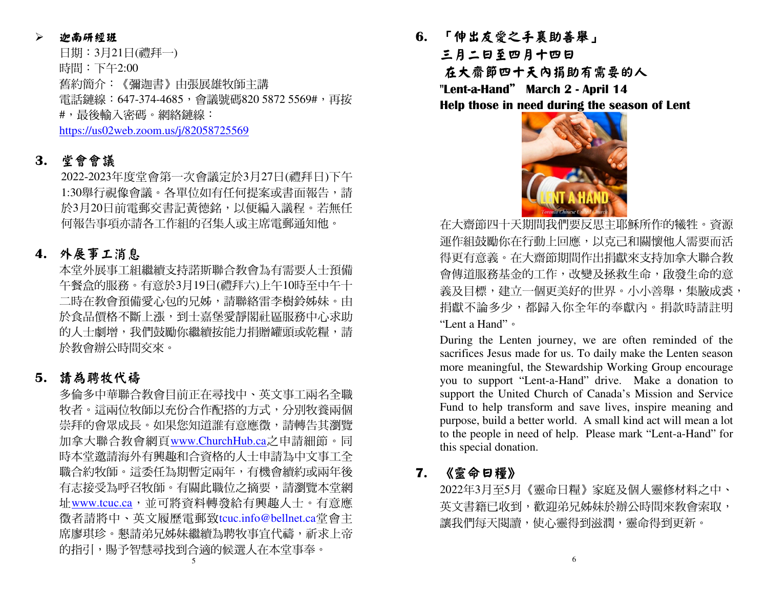- **迦南研經班**

  日期：3月21日(禮拜一)
  時間：下午2:00
  舊約簡介：《彌迦書》由張展雄牧師主講
  電話鏈線：647-374-4685，會議號碼820 5872 5569#，再按#，最後輸入密碼。網絡鏈線：
  https://us02web.zoom.us/j/82058725569

## 3. 堂會會議

2022-2023年度堂會第一次會議定於3月27日(禮拜日)下午1:30舉行視像會議。各單位如有任何提案或書面報告，請於3月20日前電郵交書記黃德銘，以便編入議程。若無任何報告事項亦請各工作組的召集人或主席電郵通知他。

## 4. 外展事工消息

本堂外展事工組繼續支持諾斯聯合教會為有需要人士預備午餐盒的服務。有意於3月19日(禮拜六)上午10時至中午十二時在教會預備愛心包的兄姊，請聯絡雷李樹鈴姊妹。由於食品價格不斷上漲，到士嘉堡愛靜閣社區服務中心求助的人士劇增，我們鼓勵你繼續按能力捐贈罐頭或乾糧，請於教會辦公時間交來。

## 5. 請為聘牧代禱

多倫多中華聯合教會目前正在尋找中、英文事工兩名全職牧者。這兩位牧師以充份合作配搭的方式，分別牧養兩個崇拜的會眾成長。如果您知道誰有意應徵，請轉告其瀏覽加拿大聯合教會網頁www.ChurchHub.ca之申請細節。同時本堂邀請海外有興趣和合資格的人士申請為中文事工全職合約牧師。這委任為期暫定兩年，有機會續約或兩年後有志接受為呼召牧師。有關此職位之摘要，請瀏覽本堂網址www.tcuc.ca，並可將資料轉發給有興趣人士。有意應徵者請將中、英文履歷電郵致tcuc.info@bellnet.ca堂會主席廖琪珍。懇請弟兄姊妹繼續為聘牧事宜代禱，祈求上帝的指引，賜予智慧尋找到合適的候選人在本堂事奉。

## 6. 「伸出友愛之手襄助善舉」 三月二日至四月十四日 在大齋節四十天內捐助有需要的人

**"Lent-a-Hand" March 2 - April 14**
**Help those in need during the season of Lent**

在大齋節四十天期間我們要反思主耶穌所作的犧牲。資源運作組鼓勵你在行動上回應，以克己和關懷他人需要而活得更有意義。在大齋節期間作出捐獻來支持加拿大聯合教會傳道服務基金的工作，改變及拯救生命，啟發生命的意義及目標，建立一個更美好的世界。小小善舉，集腋成裘，捐獻不論多少，都歸入你全年的奉獻內。捐款時請註明“Lent a Hand”。

During the Lenten journey, we are often reminded of the sacrifices Jesus made for us. To daily make the Lenten season more meaningful, the Stewardship Working Group encourage you to support “Lent-a-Hand” drive. Make a donation to support the United Church of Canada’s Mission and Service Fund to help transform and save lives, inspire meaning and purpose, build a better world. A small kind act will mean a lot to the people in need of help. Please mark “Lent-a-Hand” for this special donation.

## 7. 《靈命日糧》

2022年3月至5月《靈命日糧》家庭及個人靈修材料之中、英文書籍已收到，歡迎弟兄姊妹於辦公時間來教會索取，讓我們每天閱讀，使心靈得到滋潤，靈命得到更新。